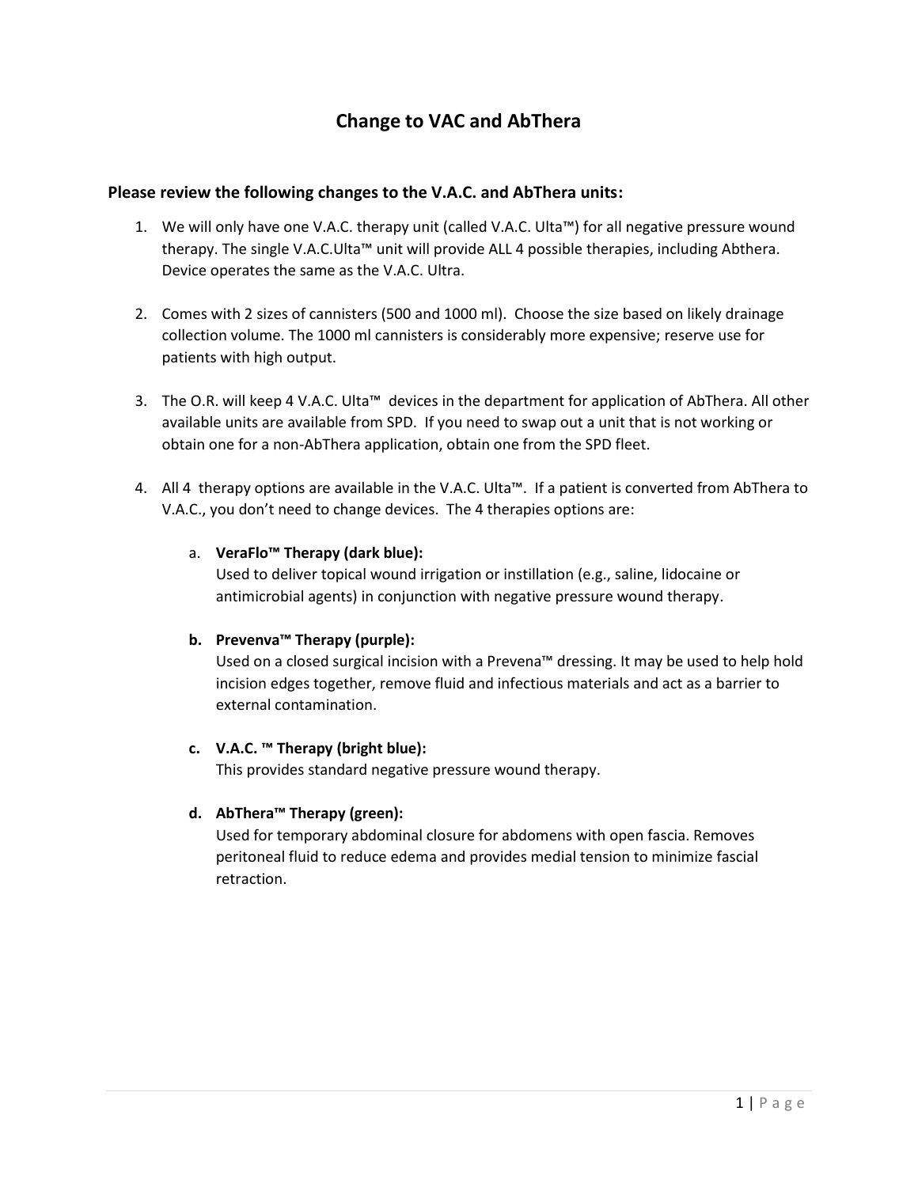# Change to VAC and AbThera

## Please review the following changes to the V.A.C. and AbThera units:

1. We will only have one V.A.C. therapy unit (called V.A.C. Ulta™) for all negative pressure wound therapy. The single V.A.C.Ulta™ unit will provide ALL 4 possible therapies, including Abthera. Device operates the same as the V.A.C. Ultra.

2. Comes with 2 sizes of cannisters (500 and 1000 ml). Choose the size based on likely drainage collection volume. The 1000 ml cannisters is considerably more expensive; reserve use for patients with high output.

3. The O.R. will keep 4 V.A.C. Ulta™ devices in the department for application of AbThera. All other available units are available from SPD. If you need to swap out a unit that is not working or obtain one for a non-AbThera application, obtain one from the SPD fleet.

4. All 4 therapy options are available in the V.A.C. Ulta™. If a patient is converted from AbThera to V.A.C., you don't need to change devices. The 4 therapies options are:

   a. **VeraFlo™ Therapy (dark blue):**
   Used to deliver topical wound irrigation or instillation (e.g., saline, lidocaine or antimicrobial agents) in conjunction with negative pressure wound therapy.

   **b. Prevenva™ Therapy (purple):**
   Used on a closed surgical incision with a Prevena™ dressing. It may be used to help hold incision edges together, remove fluid and infectious materials and act as a barrier to external contamination.

   **c. V.A.C. ™ Therapy (bright blue):**
   This provides standard negative pressure wound therapy.

   **d. AbThera™ Therapy (green):**
   Used for temporary abdominal closure for abdomens with open fascia. Removes peritoneal fluid to reduce edema and provides medial tension to minimize fascial retraction.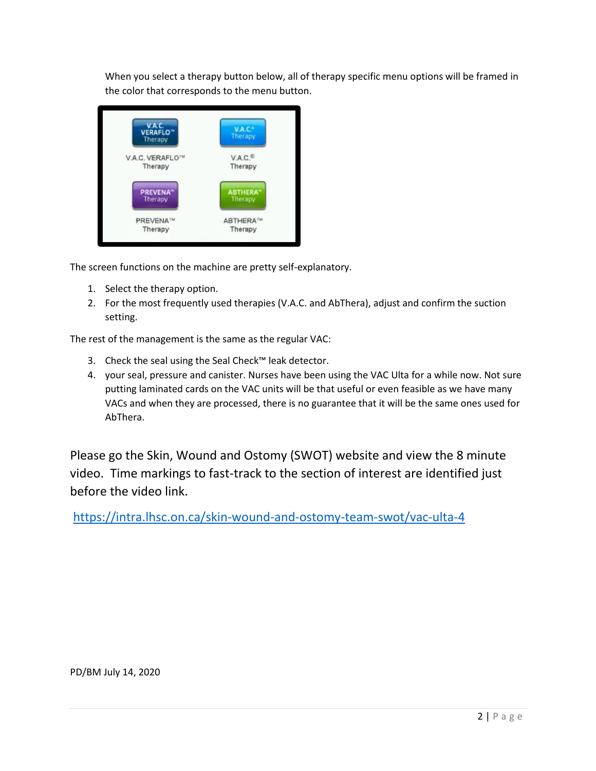When you select a therapy button below, all of therapy specific menu options will be framed in the color that corresponds to the menu button.

The screen functions on the machine are pretty self-explanatory.

1. Select the therapy option.
2. For the most frequently used therapies (V.A.C. and AbThera), adjust and confirm the suction setting.

The rest of the management is the same as the regular VAC:

3. Check the seal using the Seal Check™ leak detector.
4. your seal, pressure and canister. Nurses have been using the VAC Ulta for a while now. Not sure putting laminated cards on the VAC units will be that useful or even feasible as we have many VACs and when they are processed, there is no guarantee that it will be the same ones used for AbThera.

Please go the Skin, Wound and Ostomy (SWOT) website and view the 8 minute video. Time markings to fast-track to the section of interest are identified just before the video link.

https://intra.lhsc.on.ca/skin-wound-and-ostomy-team-swot/vac-ulta-4

PD/BM July 14, 2020